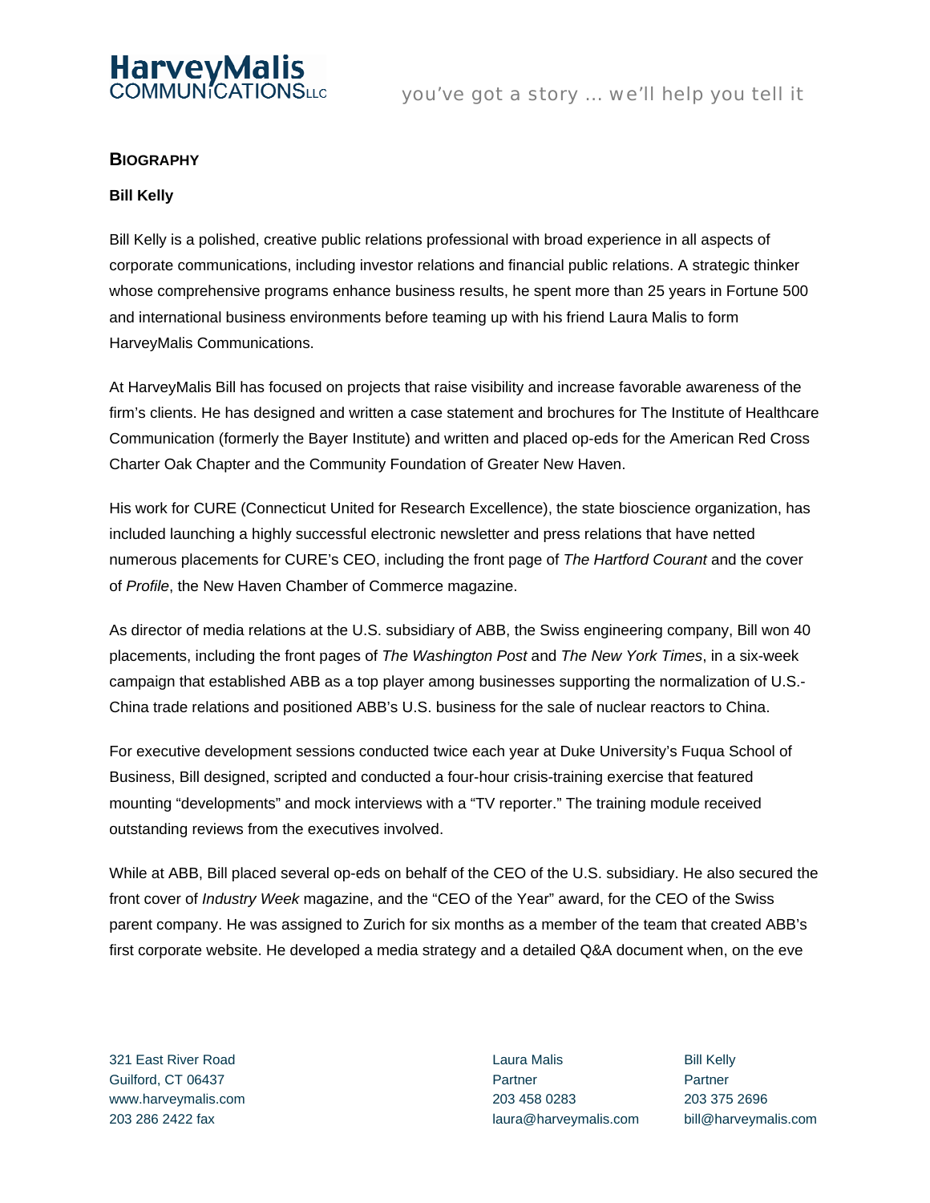HarveyMalis COMMUNICATIONS LLC

*you've got a story … we'll help you tell it*

## BIOGRAPHY

**Bill Kelly**

Bill Kelly is a polished, creative public relations professional with broad experience in all aspects of corporate communications, including investor relations and financial public relations. A strategic thinker whose comprehensive programs enhance business results, he spent more than 25 years in Fortune 500 and international business environments before teaming up with his friend Laura Malis to form HarveyMalis Communications.

At HarveyMalis Bill has focused on projects that raise visibility and increase favorable awareness of the firm's clients. He has designed and written a case statement and brochures for The Institute of Healthcare Communication (formerly the Bayer Institute) and written and placed op-eds for the American Red Cross Charter Oak Chapter and the Community Foundation of Greater New Haven.

His work for CURE (Connecticut United for Research Excellence), the state bioscience organization, has included launching a highly successful electronic newsletter and press relations that have netted numerous placements for CURE's CEO, including the front page of *The Hartford Courant* and the cover of *Profile*, the New Haven Chamber of Commerce magazine.

As director of media relations at the U.S. subsidiary of ABB, the Swiss engineering company, Bill won 40 placements, including the front pages of *The Washington Post* and *The New York Times*, in a six-week campaign that established ABB as a top player among businesses supporting the normalization of U.S.-China trade relations and positioned ABB's U.S. business for the sale of nuclear reactors to China.

For executive development sessions conducted twice each year at Duke University's Fuqua School of Business, Bill designed, scripted and conducted a four-hour crisis-training exercise that featured mounting "developments" and mock interviews with a "TV reporter." The training module received outstanding reviews from the executives involved.

While at ABB, Bill placed several op-eds on behalf of the CEO of the U.S. subsidiary. He also secured the front cover of *Industry Week* magazine, and the "CEO of the Year" award, for the CEO of the Swiss parent company. He was assigned to Zurich for six months as a member of the team that created ABB's first corporate website. He developed a media strategy and a detailed Q&A document when, on the eve

321 East River Road
Guilford, CT 06437
www.harveymalis.com
203 286 2422 fax

Laura Malis
Partner
203 458 0283
laura@harveymalis.com

Bill Kelly
Partner
203 375 2696
bill@harveymalis.com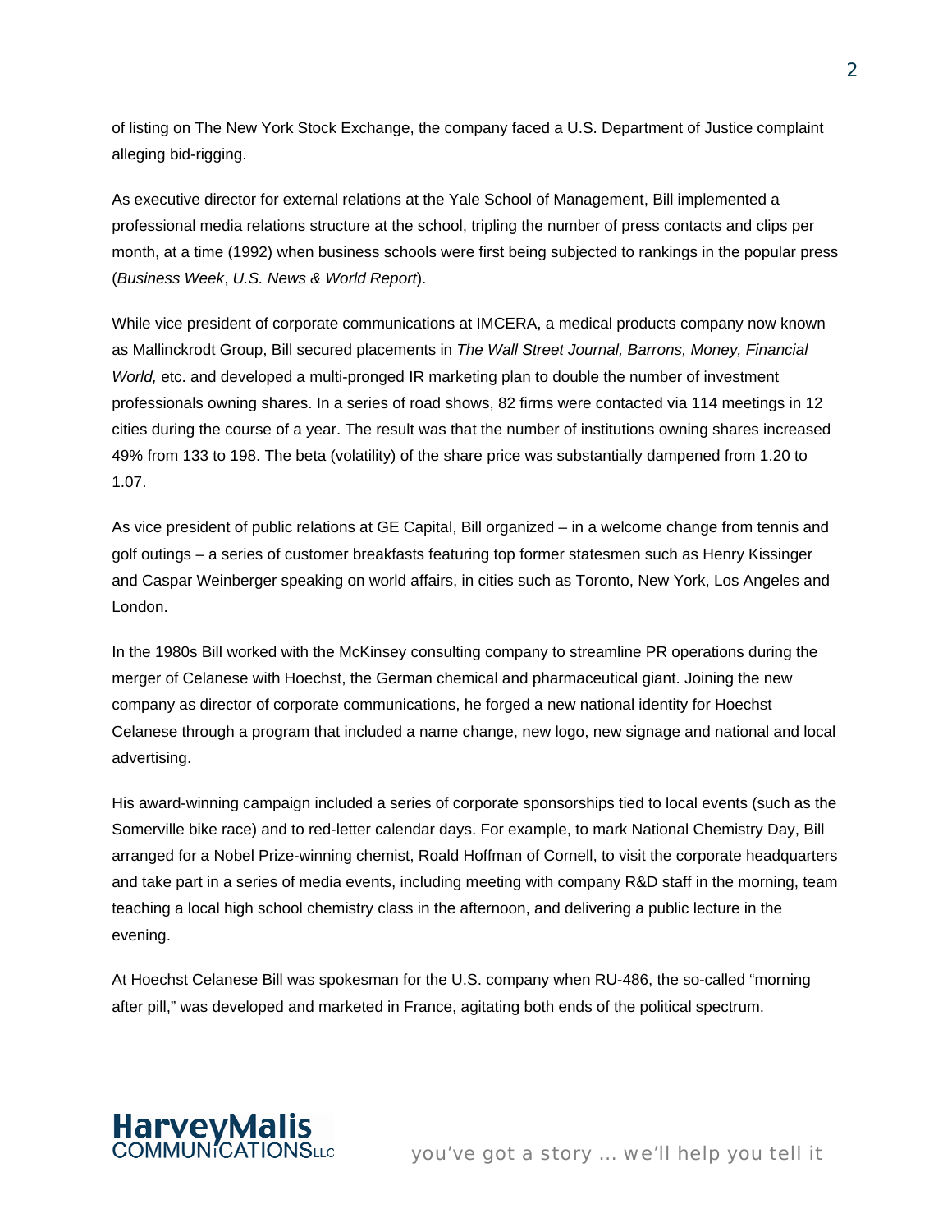of listing on The New York Stock Exchange, the company faced a U.S. Department of Justice complaint alleging bid-rigging.

As executive director for external relations at the Yale School of Management, Bill implemented a professional media relations structure at the school, tripling the number of press contacts and clips per month, at a time (1992) when business schools were first being subjected to rankings in the popular press (*Business Week*, *U.S. News & World Report*).

While vice president of corporate communications at IMCERA, a medical products company now known as Mallinckrodt Group, Bill secured placements in *The Wall Street Journal, Barrons, Money, Financial World,* etc. and developed a multi-pronged IR marketing plan to double the number of investment professionals owning shares. In a series of road shows, 82 firms were contacted via 114 meetings in 12 cities during the course of a year. The result was that the number of institutions owning shares increased 49% from 133 to 198. The beta (volatility) of the share price was substantially dampened from 1.20 to 1.07.

As vice president of public relations at GE Capital, Bill organized – in a welcome change from tennis and golf outings – a series of customer breakfasts featuring top former statesmen such as Henry Kissinger and Caspar Weinberger speaking on world affairs, in cities such as Toronto, New York, Los Angeles and London.

In the 1980s Bill worked with the McKinsey consulting company to streamline PR operations during the merger of Celanese with Hoechst, the German chemical and pharmaceutical giant. Joining the new company as director of corporate communications, he forged a new national identity for Hoechst Celanese through a program that included a name change, new logo, new signage and national and local advertising.

His award-winning campaign included a series of corporate sponsorships tied to local events (such as the Somerville bike race) and to red-letter calendar days. For example, to mark National Chemistry Day, Bill arranged for a Nobel Prize-winning chemist, Roald Hoffman of Cornell, to visit the corporate headquarters and take part in a series of media events, including meeting with company R&D staff in the morning, team teaching a local high school chemistry class in the afternoon, and delivering a public lecture in the evening.

At Hoechst Celanese Bill was spokesman for the U.S. company when RU-486, the so-called "morning after pill," was developed and marketed in France, agitating both ends of the political spectrum.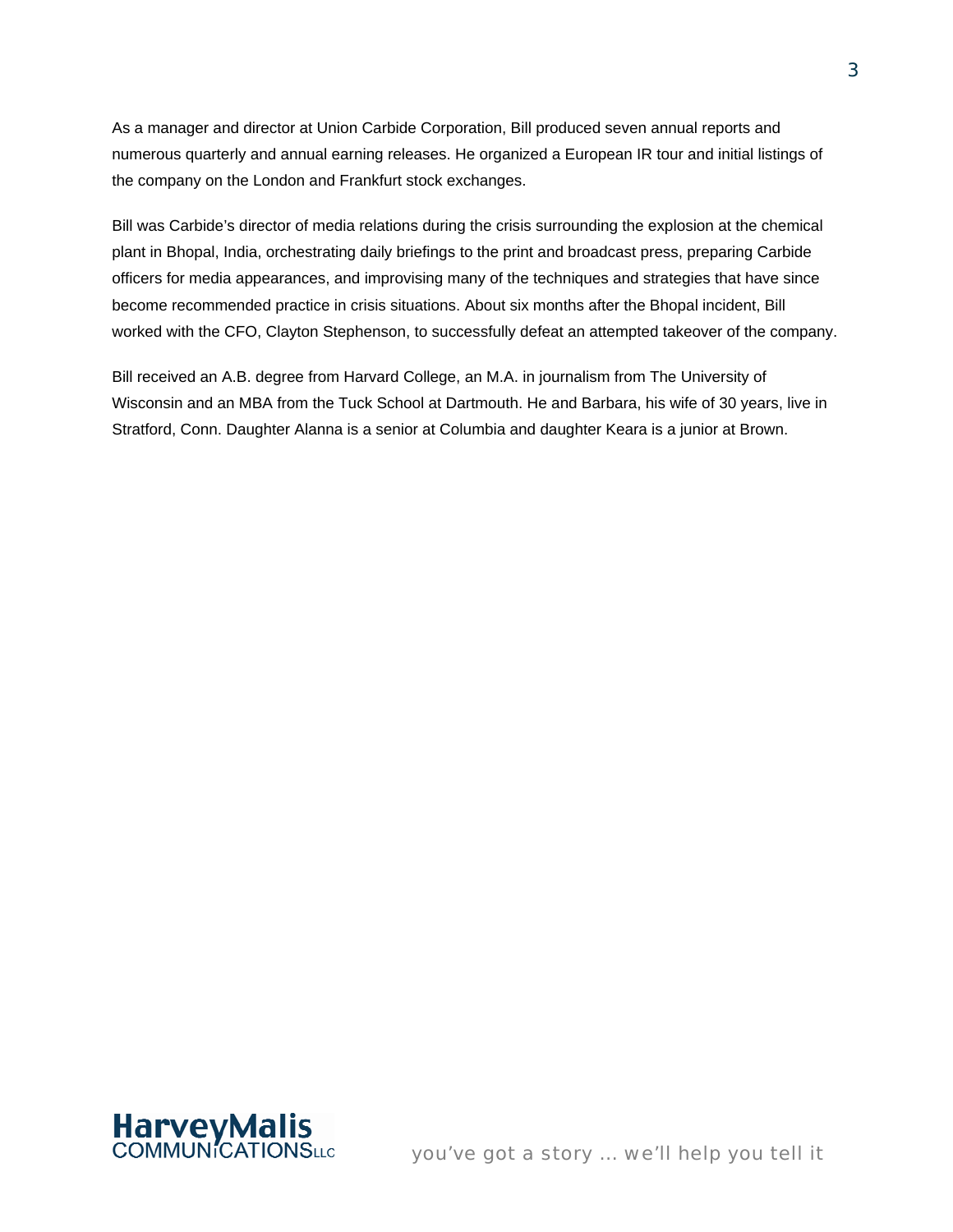As a manager and director at Union Carbide Corporation, Bill produced seven annual reports and numerous quarterly and annual earning releases. He organized a European IR tour and initial listings of the company on the London and Frankfurt stock exchanges.

Bill was Carbide's director of media relations during the crisis surrounding the explosion at the chemical plant in Bhopal, India, orchestrating daily briefings to the print and broadcast press, preparing Carbide officers for media appearances, and improvising many of the techniques and strategies that have since become recommended practice in crisis situations. About six months after the Bhopal incident, Bill worked with the CFO, Clayton Stephenson, to successfully defeat an attempted takeover of the company.

Bill received an A.B. degree from Harvard College, an M.A. in journalism from The University of Wisconsin and an MBA from the Tuck School at Dartmouth. He and Barbara, his wife of 30 years, live in Stratford, Conn. Daughter Alanna is a senior at Columbia and daughter Keara is a junior at Brown.